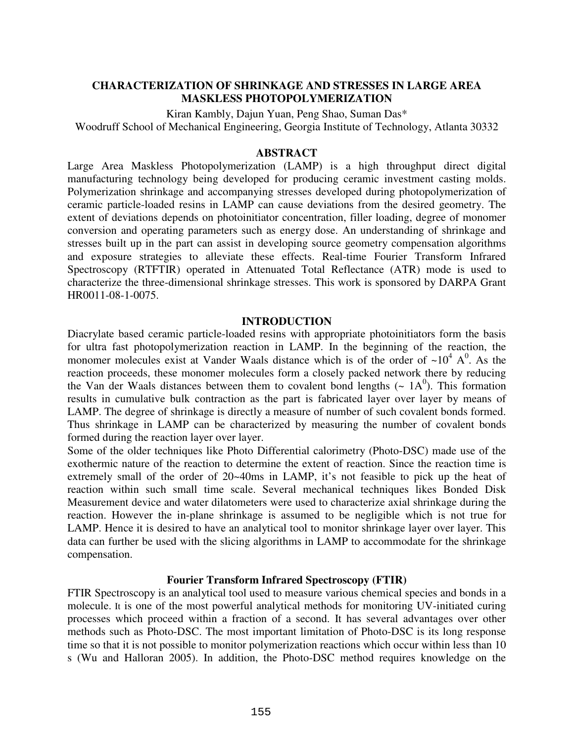# CHARACTERIZATION OF SHRINKAGE AND STRESSES IN LARGE AREA MASKLESS PHOTOPOLYMERIZATION

Kiran Kambly, Dajun Yuan, Peng Shao, Suman Das*

Woodruff School of Mechanical Engineering, Georgia Institute of Technology, Atlanta 30332

## ABSTRACT

Large Area Maskless Photopolymerization (LAMP) is a high throughput direct digital manufacturing technology being developed for producing ceramic investment casting molds. Polymerization shrinkage and accompanying stresses developed during photopolymerization of ceramic particle-loaded resins in LAMP can cause deviations from the desired geometry. The extent of deviations depends on photoinitiator concentration, filler loading, degree of monomer conversion and operating parameters such as energy dose. An understanding of shrinkage and stresses built up in the part can assist in developing source geometry compensation algorithms and exposure strategies to alleviate these effects. Real-time Fourier Transform Infrared Spectroscopy (RTFTIR) operated in Attenuated Total Reflectance (ATR) mode is used to characterize the three-dimensional shrinkage stresses. This work is sponsored by DARPA Grant HR0011-08-1-0075.

## INTRODUCTION

Diacrylate based ceramic particle-loaded resins with appropriate photoinitiators form the basis for ultra fast photopolymerization reaction in LAMP. In the beginning of the reaction, the monomer molecules exist at Vander Waals distance which is of the order of $\sim 10^4$ $A^0$. As the reaction proceeds, these monomer molecules form a closely packed network there by reducing the Van der Waals distances between them to covalent bond lengths ($\sim 1A^0$). This formation results in cumulative bulk contraction as the part is fabricated layer over layer by means of LAMP. The degree of shrinkage is directly a measure of number of such covalent bonds formed. Thus shrinkage in LAMP can be characterized by measuring the number of covalent bonds formed during the reaction layer over layer.

Some of the older techniques like Photo Differential calorimetry (Photo-DSC) made use of the exothermic nature of the reaction to determine the extent of reaction. Since the reaction time is extremely small of the order of 20~40ms in LAMP, it's not feasible to pick up the heat of reaction within such small time scale. Several mechanical techniques likes Bonded Disk Measurement device and water dilatometers were used to characterize axial shrinkage during the reaction. However the in-plane shrinkage is assumed to be negligible which is not true for LAMP. Hence it is desired to have an analytical tool to monitor shrinkage layer over layer. This data can further be used with the slicing algorithms in LAMP to accommodate for the shrinkage compensation.

### Fourier Transform Infrared Spectroscopy (FTIR)

FTIR Spectroscopy is an analytical tool used to measure various chemical species and bonds in a molecule. It is one of the most powerful analytical methods for monitoring UV-initiated curing processes which proceed within a fraction of a second. It has several advantages over other methods such as Photo-DSC. The most important limitation of Photo-DSC is its long response time so that it is not possible to monitor polymerization reactions which occur within less than 10 s (Wu and Halloran 2005). In addition, the Photo-DSC method requires knowledge on the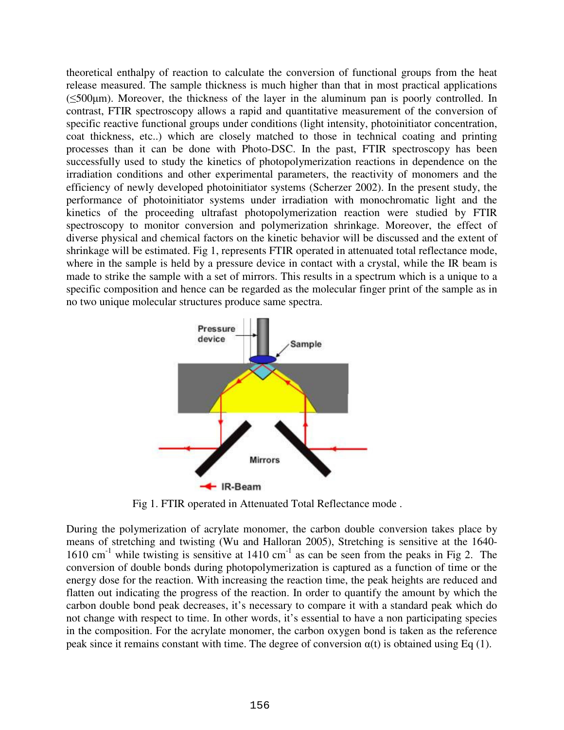theoretical enthalpy of reaction to calculate the conversion of functional groups from the heat release measured. The sample thickness is much higher than that in most practical applications (≤500μm). Moreover, the thickness of the layer in the aluminum pan is poorly controlled. In contrast, FTIR spectroscopy allows a rapid and quantitative measurement of the conversion of specific reactive functional groups under conditions (light intensity, photoinitiator concentration, coat thickness, etc..) which are closely matched to those in technical coating and printing processes than it can be done with Photo-DSC. In the past, FTIR spectroscopy has been successfully used to study the kinetics of photopolymerization reactions in dependence on the irradiation conditions and other experimental parameters, the reactivity of monomers and the efficiency of newly developed photoinitiator systems (Scherzer 2002). In the present study, the performance of photoinitiator systems under irradiation with monochromatic light and the kinetics of the proceeding ultrafast photopolymerization reaction were studied by FTIR spectroscopy to monitor conversion and polymerization shrinkage. Moreover, the effect of diverse physical and chemical factors on the kinetic behavior will be discussed and the extent of shrinkage will be estimated. Fig 1, represents FTIR operated in attenuated total reflectance mode, where in the sample is held by a pressure device in contact with a crystal, while the IR beam is made to strike the sample with a set of mirrors. This results in a spectrum which is a unique to a specific composition and hence can be regarded as the molecular finger print of the sample as in no two unique molecular structures produce same spectra.

Fig 1. FTIR operated in Attenuated Total Reflectance mode .

During the polymerization of acrylate monomer, the carbon double conversion takes place by means of stretching and twisting (Wu and Halloran 2005), Stretching is sensitive at the 1640-1610 $cm^{-1}$ while twisting is sensitive at 1410 $cm^{-1}$ as can be seen from the peaks in Fig 2. The conversion of double bonds during photopolymerization is captured as a function of time or the energy dose for the reaction. With increasing the reaction time, the peak heights are reduced and flatten out indicating the progress of the reaction. In order to quantify the amount by which the carbon double bond peak decreases, it's necessary to compare it with a standard peak which do not change with respect to time. In other words, it's essential to have a non participating species in the composition. For the acrylate monomer, the carbon oxygen bond is taken as the reference peak since it remains constant with time. The degree of conversion $\alpha(t)$ is obtained using Eq (1).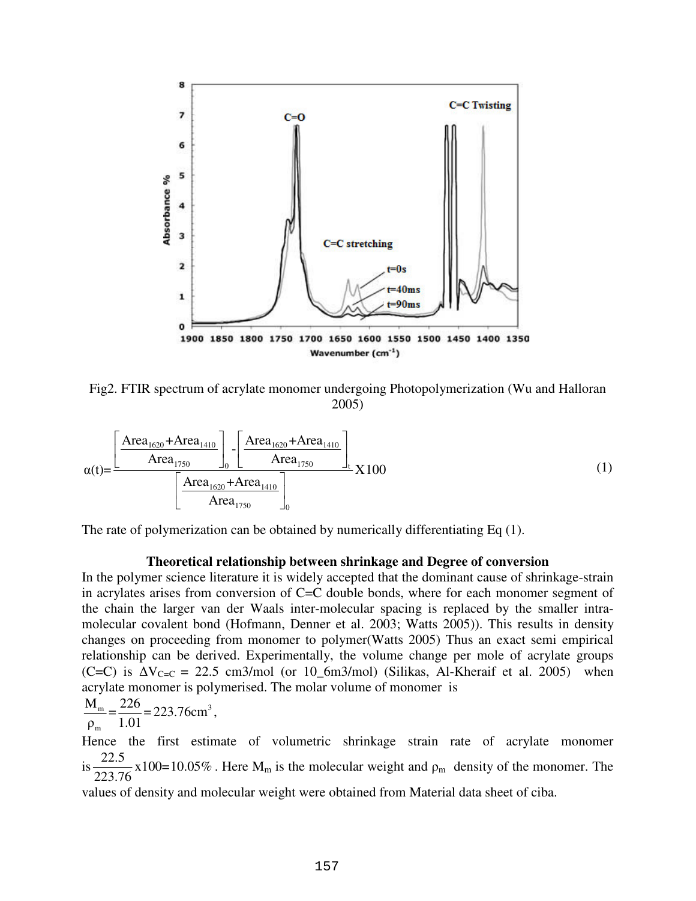Fig2. FTIR spectrum of acrylate monomer undergoing Photopolymerization (Wu and Halloran 2005)

$$\alpha(t)=\frac{\left[\dfrac{\text{Area}_{1620}+\text{Area}_{1410}}{\text{Area}_{1750}}\right]_0-\left[\dfrac{\text{Area}_{1620}+\text{Area}_{1410}}{\text{Area}_{1750}}\right]_t}{\left[\dfrac{\text{Area}_{1620}+\text{Area}_{1410}}{\text{Area}_{1750}}\right]_0}\text{X}100 \tag{1}$$

The rate of polymerization can be obtained by numerically differentiating Eq (1).

### Theoretical relationship between shrinkage and Degree of conversion

In the polymer science literature it is widely accepted that the dominant cause of shrinkage-strain in acrylates arises from conversion of C=C double bonds, where for each monomer segment of the chain the larger van der Waals inter-molecular spacing is replaced by the smaller intra-molecular covalent bond (Hofmann, Denner et al. 2003; Watts 2005)). This results in density changes on proceeding from monomer to polymer(Watts 2005) Thus an exact semi empirical relationship can be derived. Experimentally, the volume change per mole of acrylate groups (C=C) is $\Delta V_{C=C}$ = 22.5 cm3/mol (or 10_6m3/mol) (Silikas, Al-Kheraif et al. 2005) when acrylate monomer is polymerised. The molar volume of monomer is

$$\frac{M_m}{\rho_m}=\frac{226}{1.01}=223.76\text{cm}^3,$$

Hence the first estimate of volumetric shrinkage strain rate of acrylate monomer is $\frac{22.5}{223.76}\text{x}100=10.05\%$. Here $M_m$ is the molecular weight and $\rho_m$ density of the monomer. The values of density and molecular weight were obtained from Material data sheet of ciba.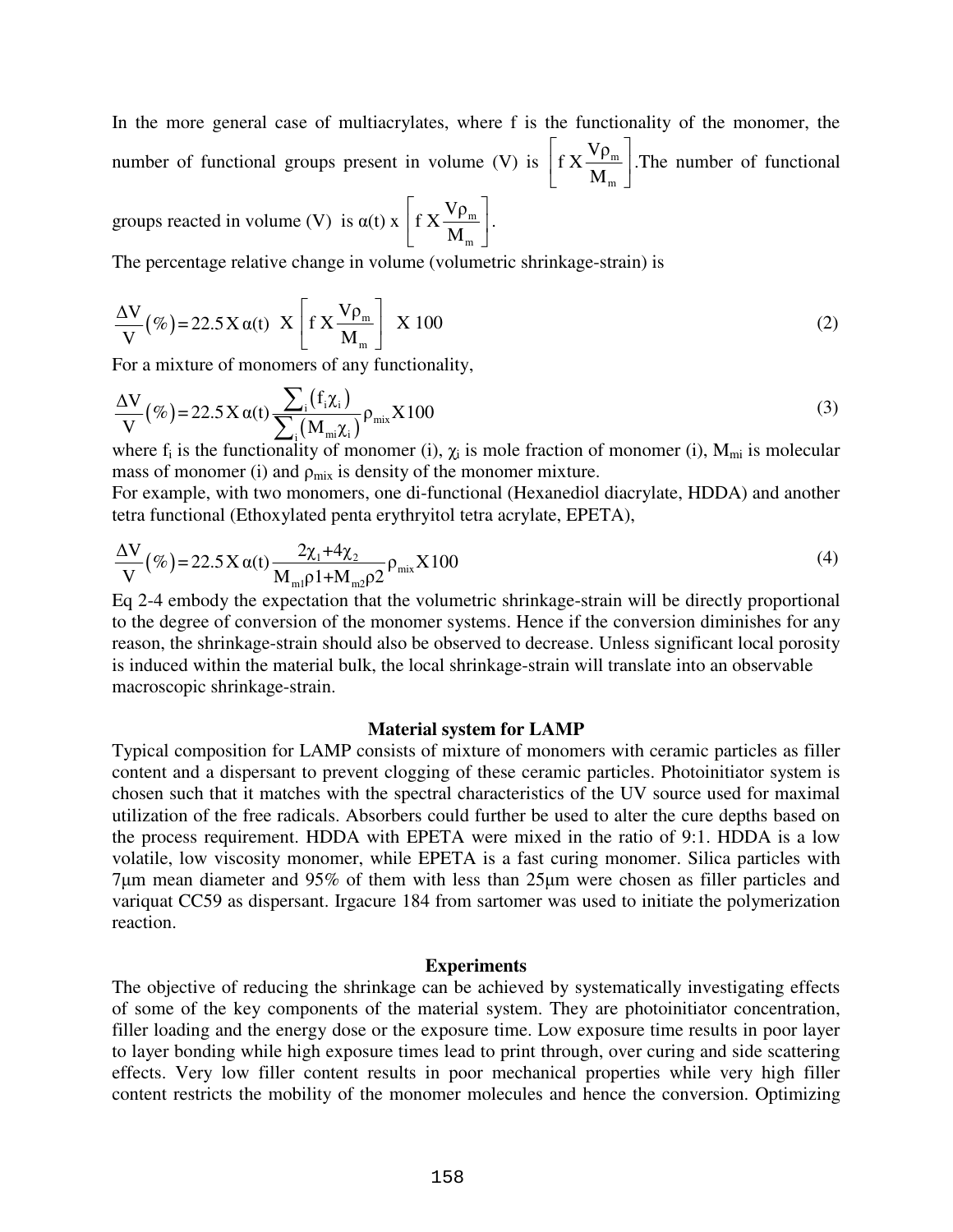In the more general case of multiacrylates, where f is the functionality of the monomer, the number of functional groups present in volume (V) is $\left[ f \, X \frac{V\rho_m}{M_m} \right]$.The number of functional groups reacted in volume (V) is α(t) x $\left[ f \, X \frac{V\rho_m}{M_m} \right]$.

The percentage relative change in volume (volumetric shrinkage-strain) is

$$\frac{\Delta V}{V}(\%) = 22.5 \, X \, \alpha(t) \;\; X \left[ f \, X \frac{V\rho_m}{M_m} \right] \;\; X \; 100 \tag{2}$$

For a mixture of monomers of any functionality,

$$\frac{\Delta V}{V}(\%) = 22.5 \, X \, \alpha(t) \frac{\sum_i (f_i \chi_i)}{\sum_i (M_{mi} \chi_i)} \rho_{mix} X 100 \tag{3}$$

where $f_i$ is the functionality of monomer (i), $\chi_i$ is mole fraction of monomer (i), $M_{mi}$ is molecular mass of monomer (i) and $\rho_{mix}$ is density of the monomer mixture.

For example, with two monomers, one di-functional (Hexanediol diacrylate, HDDA) and another tetra functional (Ethoxylated penta erythryitol tetra acrylate, EPETA),

$$\frac{\Delta V}{V}(\%) = 22.5 \, X \, \alpha(t) \frac{2\chi_1 + 4\chi_2}{M_{m1}\rho 1 + M_{m2}\rho 2} \rho_{mix} X 100 \tag{4}$$

Eq 2-4 embody the expectation that the volumetric shrinkage-strain will be directly proportional to the degree of conversion of the monomer systems. Hence if the conversion diminishes for any reason, the shrinkage-strain should also be observed to decrease. Unless significant local porosity is induced within the material bulk, the local shrinkage-strain will translate into an observable macroscopic shrinkage-strain.

## Material system for LAMP

Typical composition for LAMP consists of mixture of monomers with ceramic particles as filler content and a dispersant to prevent clogging of these ceramic particles. Photoinitiator system is chosen such that it matches with the spectral characteristics of the UV source used for maximal utilization of the free radicals. Absorbers could further be used to alter the cure depths based on the process requirement. HDDA with EPETA were mixed in the ratio of 9:1. HDDA is a low volatile, low viscosity monomer, while EPETA is a fast curing monomer. Silica particles with 7μm mean diameter and 95% of them with less than 25μm were chosen as filler particles and variquat CC59 as dispersant. Irgacure 184 from sartomer was used to initiate the polymerization reaction.

## Experiments

The objective of reducing the shrinkage can be achieved by systematically investigating effects of some of the key components of the material system. They are photoinitiator concentration, filler loading and the energy dose or the exposure time. Low exposure time results in poor layer to layer bonding while high exposure times lead to print through, over curing and side scattering effects. Very low filler content results in poor mechanical properties while very high filler content restricts the mobility of the monomer molecules and hence the conversion. Optimizing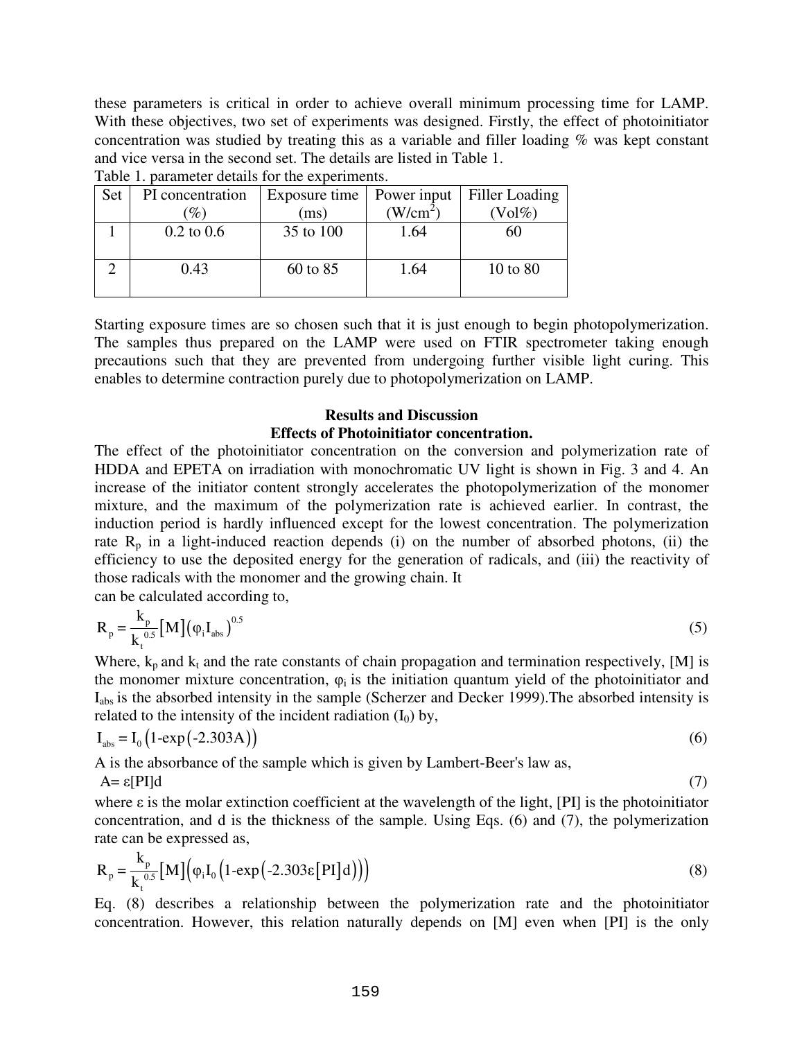these parameters is critical in order to achieve overall minimum processing time for LAMP. With these objectives, two set of experiments was designed. Firstly, the effect of photoinitiator concentration was studied by treating this as a variable and filler loading % was kept constant and vice versa in the second set. The details are listed in Table 1.

Table 1. parameter details for the experiments.

| Set | PI concentration (%) | Exposure time (ms) | Power input ($W/cm^2$) | Filler Loading (Vol%) |
|---|---|---|---|---|
| 1 | 0.2 to 0.6 | 35 to 100 | 1.64 | 60 |
| 2 | 0.43 | 60 to 85 | 1.64 | 10 to 80 |

Starting exposure times are so chosen such that it is just enough to begin photopolymerization. The samples thus prepared on the LAMP were used on FTIR spectrometer taking enough precautions such that they are prevented from undergoing further visible light curing. This enables to determine contraction purely due to photopolymerization on LAMP.

## Results and Discussion

### Effects of Photoinitiator concentration.

The effect of the photoinitiator concentration on the conversion and polymerization rate of HDDA and EPETA on irradiation with monochromatic UV light is shown in Fig. 3 and 4. An increase of the initiator content strongly accelerates the photopolymerization of the monomer mixture, and the maximum of the polymerization rate is achieved earlier. In contrast, the induction period is hardly influenced except for the lowest concentration. The polymerization rate $R_p$ in a light-induced reaction depends (i) on the number of absorbed photons, (ii) the efficiency to use the deposited energy for the generation of radicals, and (iii) the reactivity of those radicals with the monomer and the growing chain. It
can be calculated according to,

$$R_p = \frac{k_p}{k_t^{0.5}}[M]\left(\varphi_i I_{abs}\right)^{0.5} \tag{5}$$

Where, $k_p$ and $k_t$ and the rate constants of chain propagation and termination respectively, [M] is the monomer mixture concentration, $\varphi_i$ is the initiation quantum yield of the photoinitiator and $I_{abs}$ is the absorbed intensity in the sample (Scherzer and Decker 1999).The absorbed intensity is related to the intensity of the incident radiation ($I_0$) by,

$$I_{abs} = I_0\left(1\text{-}\exp\left(-2.303A\right)\right) \tag{6}$$

A is the absorbance of the sample which is given by Lambert-Beer's law as,

$$A = \varepsilon[PI]d \tag{7}$$

where $\varepsilon$ is the molar extinction coefficient at the wavelength of the light, [PI] is the photoinitiator concentration, and d is the thickness of the sample. Using Eqs. (6) and (7), the polymerization rate can be expressed as,

$$R_p = \frac{k_p}{k_t^{0.5}}[M]\left(\varphi_i I_0\left(1\text{-}\exp\left(-2.303\varepsilon[PI]d\right)\right)\right) \tag{8}$$

Eq. (8) describes a relationship between the polymerization rate and the photoinitiator concentration. However, this relation naturally depends on [M] even when [PI] is the only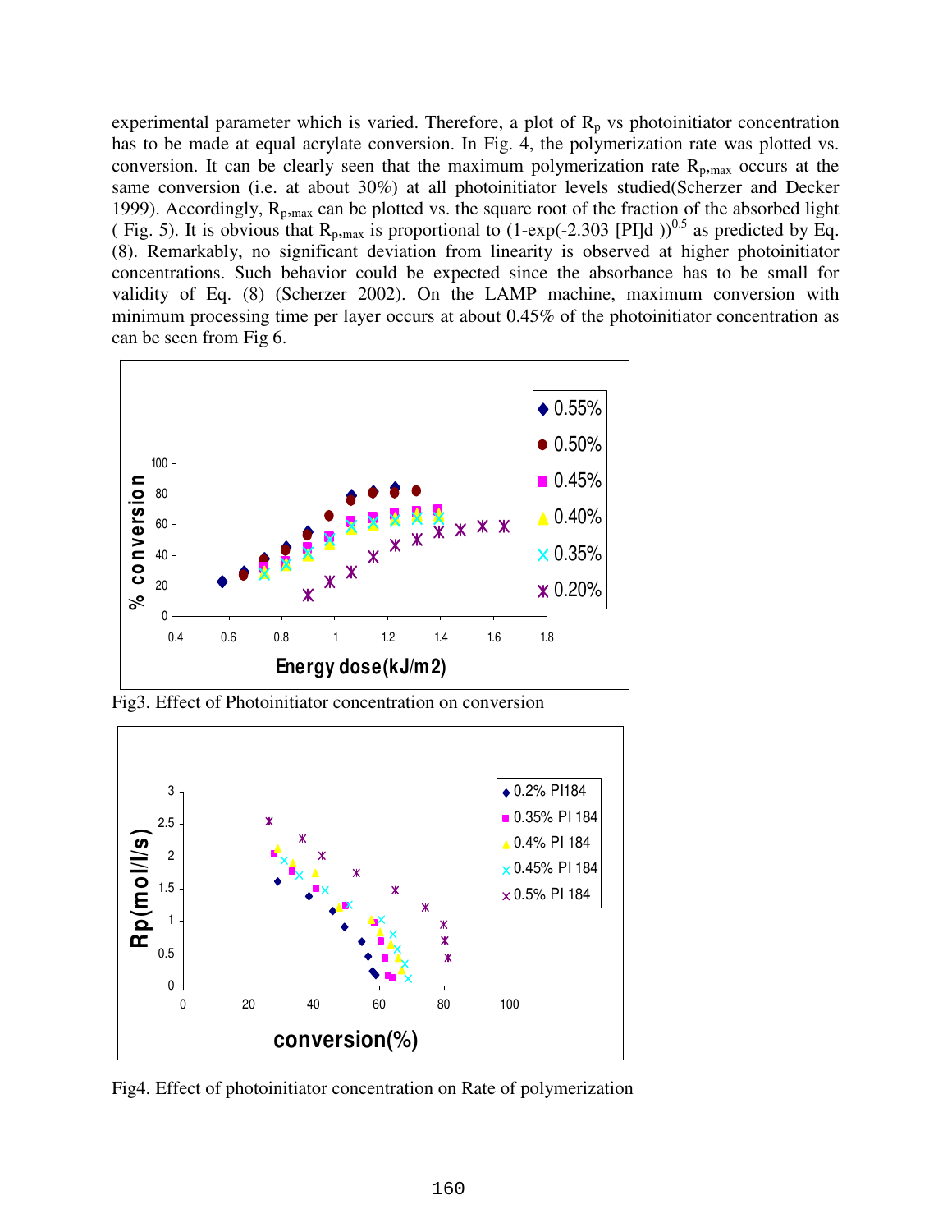experimental parameter which is varied. Therefore, a plot of $R_p$ vs photoinitiator concentration has to be made at equal acrylate conversion. In Fig. 4, the polymerization rate was plotted vs. conversion. It can be clearly seen that the maximum polymerization rate $R_{p,max}$ occurs at the same conversion (i.e. at about 30%) at all photoinitiator levels studied(Scherzer and Decker 1999). Accordingly, $R_{p,max}$ can be plotted vs. the square root of the fraction of the absorbed light ( Fig. 5). It is obvious that $R_{p,max}$ is proportional to $(1\text{-exp}(-2.303\ [PI]d\ ))^{0.5}$ as predicted by Eq. (8). Remarkably, no significant deviation from linearity is observed at higher photoinitiator concentrations. Such behavior could be expected since the absorbance has to be small for validity of Eq. (8) (Scherzer 2002). On the LAMP machine, maximum conversion with minimum processing time per layer occurs at about 0.45% of the photoinitiator concentration as can be seen from Fig 6.

Fig3. Effect of Photoinitiator concentration on conversion

Fig4. Effect of photoinitiator concentration on Rate of polymerization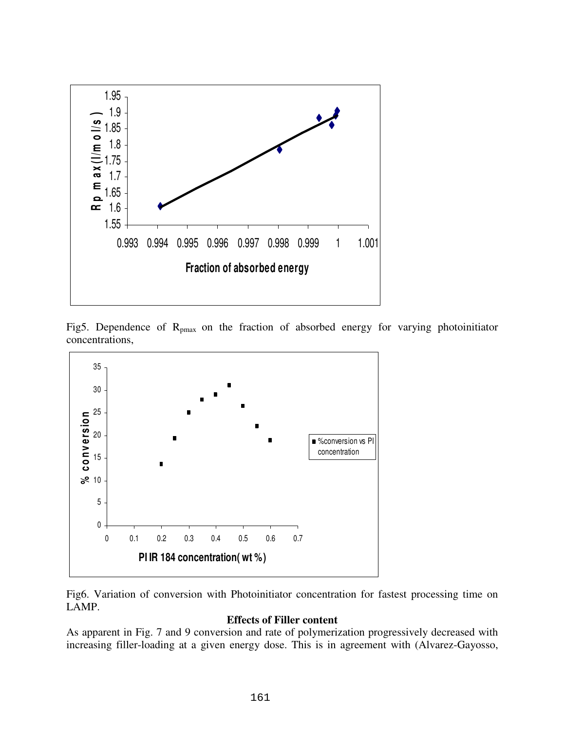Fig5. Dependence of $R_{pmax}$ on the fraction of absorbed energy for varying photoinitiator concentrations,

Fig6. Variation of conversion with Photoinitiator concentration for fastest processing time on LAMP.

**Effects of Filler content**

As apparent in Fig. 7 and 9 conversion and rate of polymerization progressively decreased with increasing filler-loading at a given energy dose. This is in agreement with (Alvarez-Gayosso,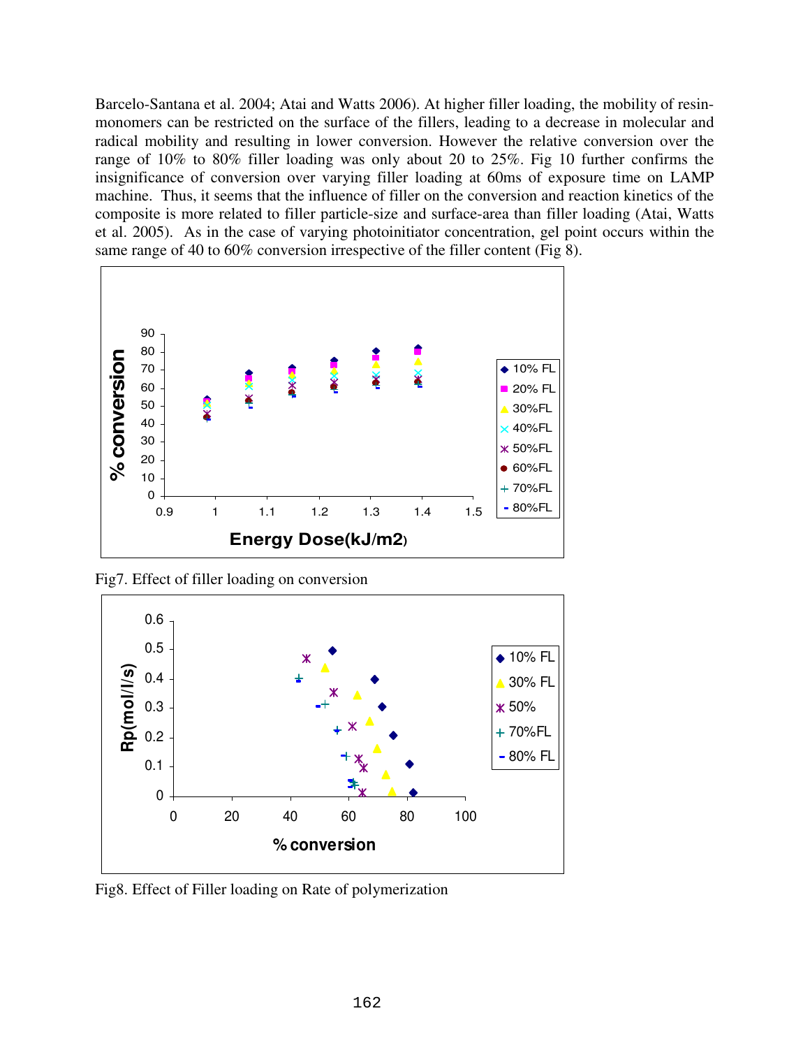Barcelo-Santana et al. 2004; Atai and Watts 2006). At higher filler loading, the mobility of resin-monomers can be restricted on the surface of the fillers, leading to a decrease in molecular and radical mobility and resulting in lower conversion. However the relative conversion over the range of 10% to 80% filler loading was only about 20 to 25%. Fig 10 further confirms the insignificance of conversion over varying filler loading at 60ms of exposure time on LAMP machine. Thus, it seems that the influence of filler on the conversion and reaction kinetics of the composite is more related to filler particle-size and surface-area than filler loading (Atai, Watts et al. 2005). As in the case of varying photoinitiator concentration, gel point occurs within the same range of 40 to 60% conversion irrespective of the filler content (Fig 8).

Fig7. Effect of filler loading on conversion

Fig8. Effect of Filler loading on Rate of polymerization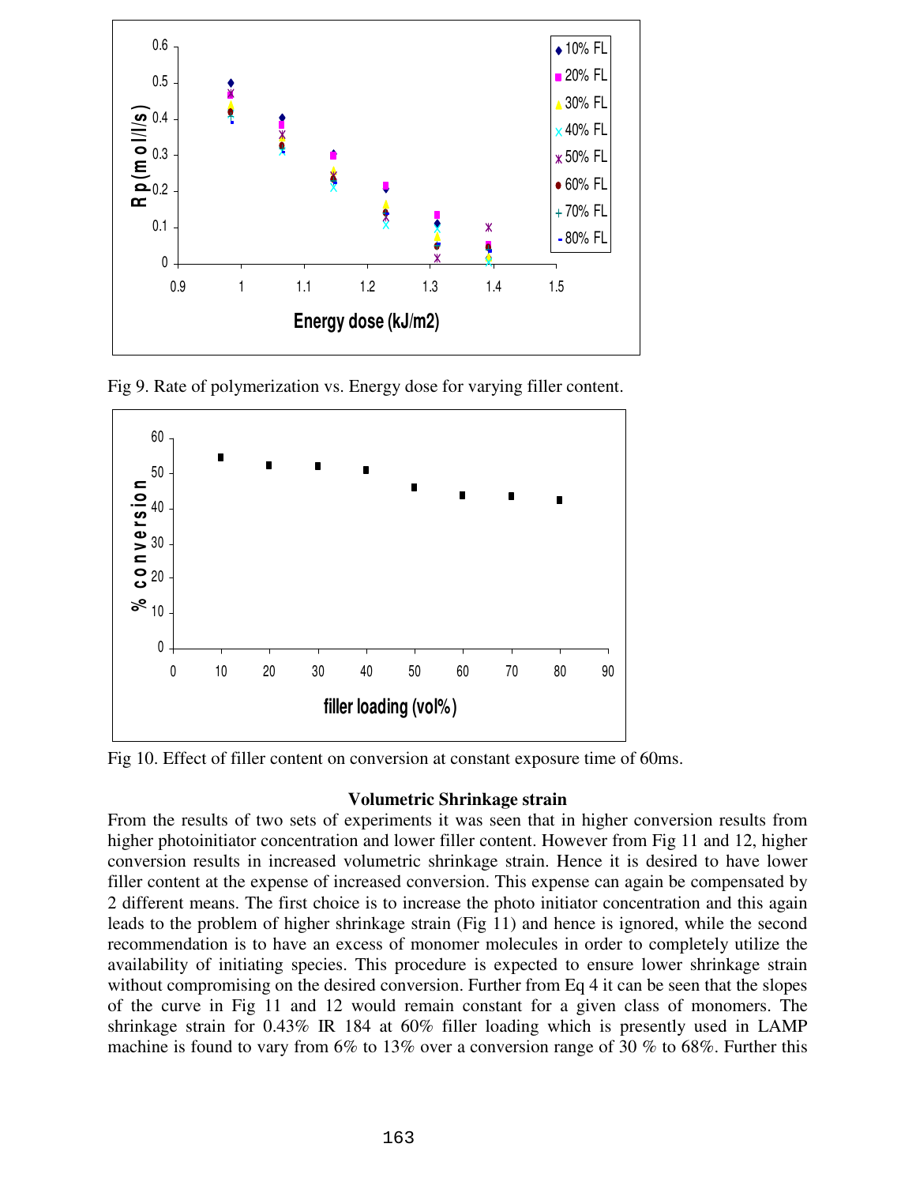Fig 9. Rate of polymerization vs. Energy dose for varying filler content.

Fig 10. Effect of filler content on conversion at constant exposure time of 60ms.

**Volumetric Shrinkage strain**

From the results of two sets of experiments it was seen that in higher conversion results from higher photoinitiator concentration and lower filler content. However from Fig 11 and 12, higher conversion results in increased volumetric shrinkage strain. Hence it is desired to have lower filler content at the expense of increased conversion. This expense can again be compensated by 2 different means. The first choice is to increase the photo initiator concentration and this again leads to the problem of higher shrinkage strain (Fig 11) and hence is ignored, while the second recommendation is to have an excess of monomer molecules in order to completely utilize the availability of initiating species. This procedure is expected to ensure lower shrinkage strain without compromising on the desired conversion. Further from Eq 4 it can be seen that the slopes of the curve in Fig 11 and 12 would remain constant for a given class of monomers. The shrinkage strain for 0.43% IR 184 at 60% filler loading which is presently used in LAMP machine is found to vary from 6% to 13% over a conversion range of 30 % to 68%. Further this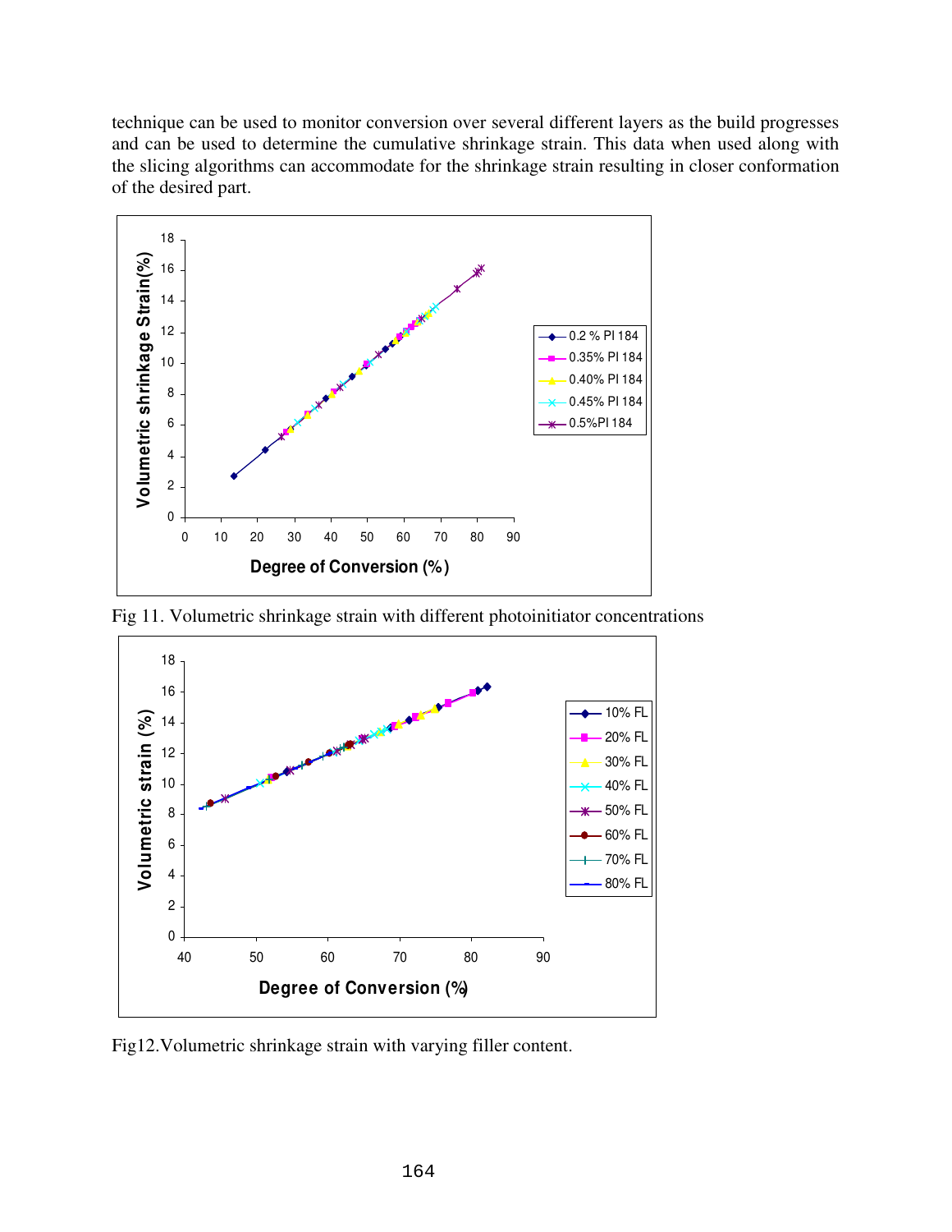technique can be used to monitor conversion over several different layers as the build progresses and can be used to determine the cumulative shrinkage strain. This data when used along with the slicing algorithms can accommodate for the shrinkage strain resulting in closer conformation of the desired part.

Fig 11. Volumetric shrinkage strain with different photoinitiator concentrations

Fig12.Volumetric shrinkage strain with varying filler content.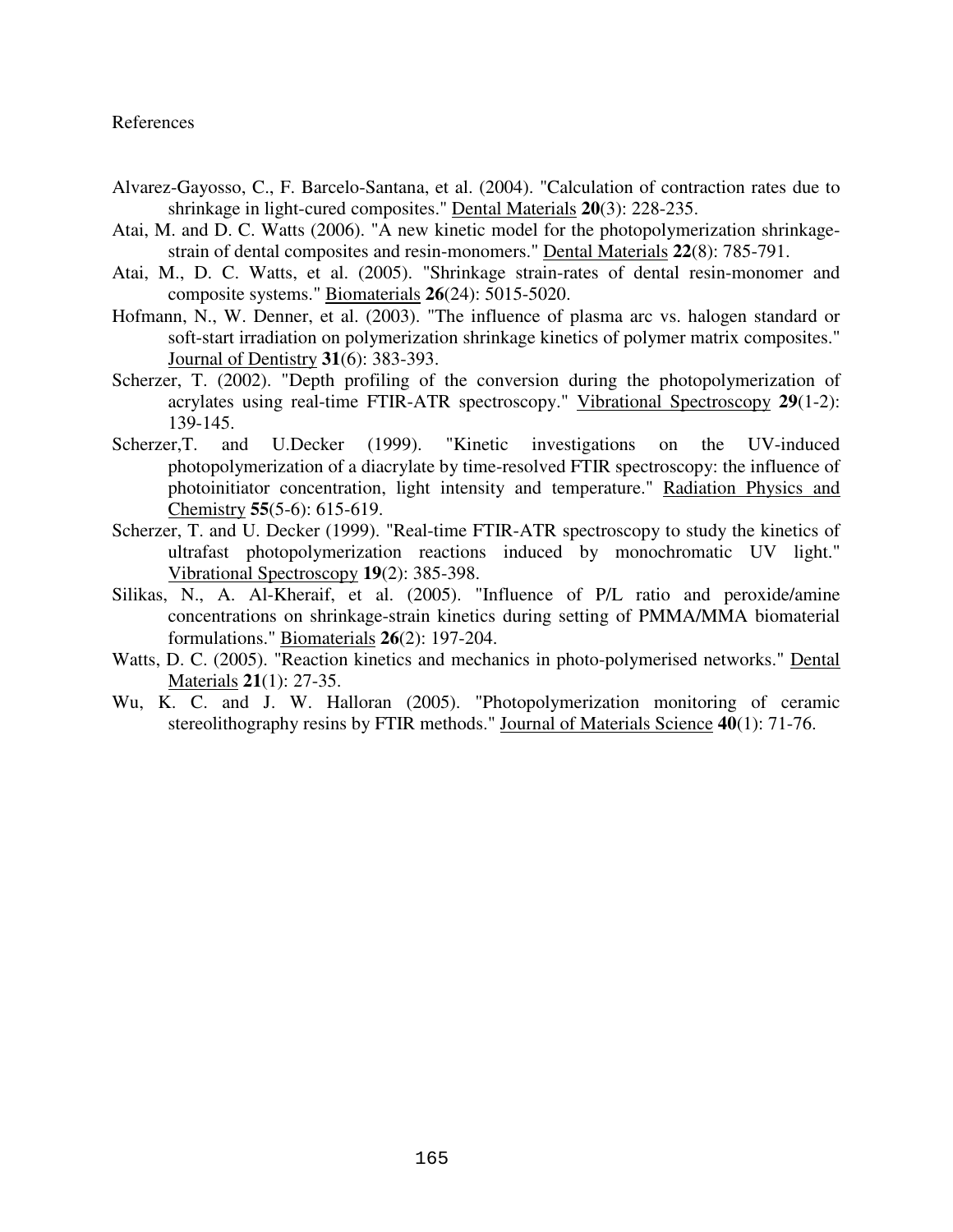References

Alvarez-Gayosso, C., F. Barcelo-Santana, et al. (2004). "Calculation of contraction rates due to shrinkage in light-cured composites." Dental Materials **20**(3): 228-235.

Atai, M. and D. C. Watts (2006). "A new kinetic model for the photopolymerization shrinkage-strain of dental composites and resin-monomers." Dental Materials **22**(8): 785-791.

Atai, M., D. C. Watts, et al. (2005). "Shrinkage strain-rates of dental resin-monomer and composite systems." Biomaterials **26**(24): 5015-5020.

Hofmann, N., W. Denner, et al. (2003). "The influence of plasma arc vs. halogen standard or soft-start irradiation on polymerization shrinkage kinetics of polymer matrix composites." Journal of Dentistry **31**(6): 383-393.

Scherzer, T. (2002). "Depth profiling of the conversion during the photopolymerization of acrylates using real-time FTIR-ATR spectroscopy." Vibrational Spectroscopy **29**(1-2): 139-145.

Scherzer,T. and U.Decker (1999). "Kinetic investigations on the UV-induced photopolymerization of a diacrylate by time-resolved FTIR spectroscopy: the influence of photoinitiator concentration, light intensity and temperature." Radiation Physics and Chemistry **55**(5-6): 615-619.

Scherzer, T. and U. Decker (1999). "Real-time FTIR-ATR spectroscopy to study the kinetics of ultrafast photopolymerization reactions induced by monochromatic UV light." Vibrational Spectroscopy **19**(2): 385-398.

Silikas, N., A. Al-Kheraif, et al. (2005). "Influence of P/L ratio and peroxide/amine concentrations on shrinkage-strain kinetics during setting of PMMA/MMA biomaterial formulations." Biomaterials **26**(2): 197-204.

Watts, D. C. (2005). "Reaction kinetics and mechanics in photo-polymerised networks." Dental Materials **21**(1): 27-35.

Wu, K. C. and J. W. Halloran (2005). "Photopolymerization monitoring of ceramic stereolithography resins by FTIR methods." Journal of Materials Science **40**(1): 71-76.